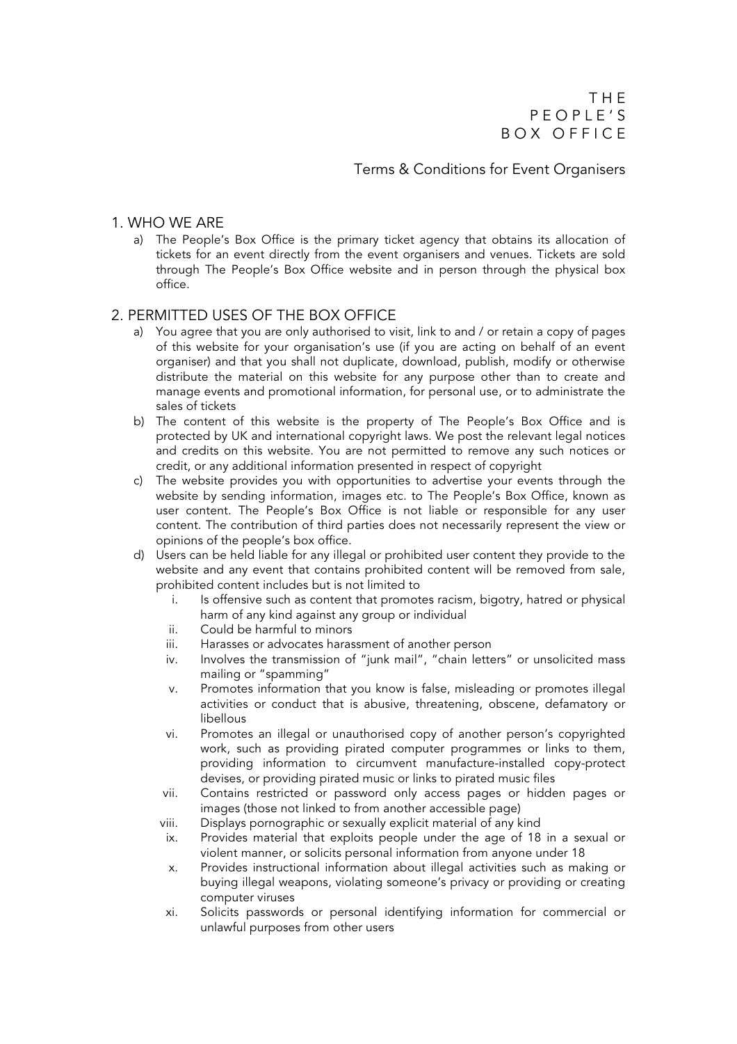# THE PEOPLE'S BOX OFFICE

## Terms & Conditions for Event Organisers

### 1. WHO WE ARE

a) The People's Box Office is the primary ticket agency that obtains its allocation of tickets for an event directly from the event organisers and venues. Tickets are sold through The People's Box Office website and in person through the physical box office.

### 2. PERMITTED USES OF THE BOX OFFICE

a) You agree that you are only authorised to visit, link to and / or retain a copy of pages of this website for your organisation's use (if you are acting on behalf of an event organiser) and that you shall not duplicate, download, publish, modify or otherwise distribute the material on this website for any purpose other than to create and manage events and promotional information, for personal use, or to administrate the sales of tickets

b) The content of this website is the property of The People's Box Office and is protected by UK and international copyright laws. We post the relevant legal notices and credits on this website. You are not permitted to remove any such notices or credit, or any additional information presented in respect of copyright

c) The website provides you with opportunities to advertise your events through the website by sending information, images etc. to The People's Box Office, known as user content. The People's Box Office is not liable or responsible for any user content. The contribution of third parties does not necessarily represent the view or opinions of the people's box office.

d) Users can be held liable for any illegal or prohibited user content they provide to the website and any event that contains prohibited content will be removed from sale, prohibited content includes but is not limited to

   i. Is offensive such as content that promotes racism, bigotry, hatred or physical harm of any kind against any group or individual
   ii. Could be harmful to minors
   iii. Harasses or advocates harassment of another person
   iv. Involves the transmission of "junk mail", "chain letters" or unsolicited mass mailing or "spamming"
   v. Promotes information that you know is false, misleading or promotes illegal activities or conduct that is abusive, threatening, obscene, defamatory or libellous
   vi. Promotes an illegal or unauthorised copy of another person's copyrighted work, such as providing pirated computer programmes or links to them, providing information to circumvent manufacture-installed copy-protect devises, or providing pirated music or links to pirated music files
   vii. Contains restricted or password only access pages or hidden pages or images (those not linked to from another accessible page)
   viii. Displays pornographic or sexually explicit material of any kind
   ix. Provides material that exploits people under the age of 18 in a sexual or violent manner, or solicits personal information from anyone under 18
   x. Provides instructional information about illegal activities such as making or buying illegal weapons, violating someone's privacy or providing or creating computer viruses
   xi. Solicits passwords or personal identifying information for commercial or unlawful purposes from other users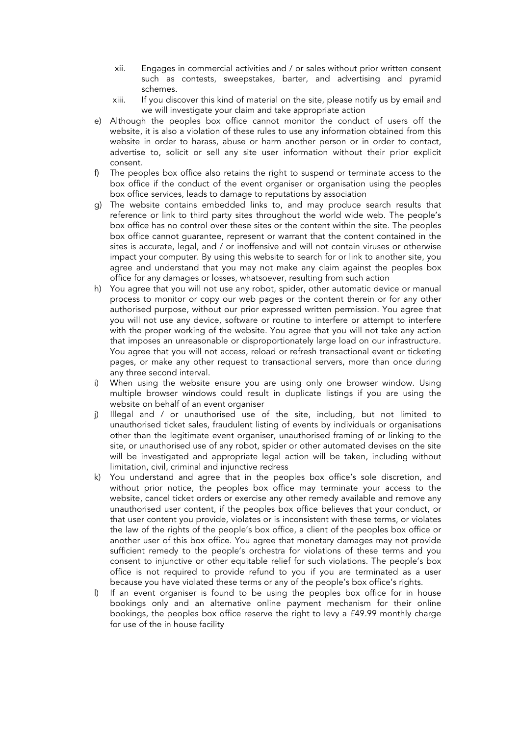xii. Engages in commercial activities and / or sales without prior written consent such as contests, sweepstakes, barter, and advertising and pyramid schemes.

   xiii. If you discover this kind of material on the site, please notify us by email and we will investigate your claim and take appropriate action

e) Although the peoples box office cannot monitor the conduct of users off the website, it is also a violation of these rules to use any information obtained from this website in order to harass, abuse or harm another person or in order to contact, advertise to, solicit or sell any site user information without their prior explicit consent.

f) The peoples box office also retains the right to suspend or terminate access to the box office if the conduct of the event organiser or organisation using the peoples box office services, leads to damage to reputations by association

g) The website contains embedded links to, and may produce search results that reference or link to third party sites throughout the world wide web. The people's box office has no control over these sites or the content within the site. The peoples box office cannot guarantee, represent or warrant that the content contained in the sites is accurate, legal, and / or inoffensive and will not contain viruses or otherwise impact your computer. By using this website to search for or link to another site, you agree and understand that you may not make any claim against the peoples box office for any damages or losses, whatsoever, resulting from such action

h) You agree that you will not use any robot, spider, other automatic device or manual process to monitor or copy our web pages or the content therein or for any other authorised purpose, without our prior expressed written permission. You agree that you will not use any device, software or routine to interfere or attempt to interfere with the proper working of the website. You agree that you will not take any action that imposes an unreasonable or disproportionately large load on our infrastructure. You agree that you will not access, reload or refresh transactional event or ticketing pages, or make any other request to transactional servers, more than once during any three second interval.

i) When using the website ensure you are using only one browser window. Using multiple browser windows could result in duplicate listings if you are using the website on behalf of an event organiser

j) Illegal and / or unauthorised use of the site, including, but not limited to unauthorised ticket sales, fraudulent listing of events by individuals or organisations other than the legitimate event organiser, unauthorised framing of or linking to the site, or unauthorised use of any robot, spider or other automated devises on the site will be investigated and appropriate legal action will be taken, including without limitation, civil, criminal and injunctive redress

k) You understand and agree that in the peoples box office's sole discretion, and without prior notice, the peoples box office may terminate your access to the website, cancel ticket orders or exercise any other remedy available and remove any unauthorised user content, if the peoples box office believes that your conduct, or that user content you provide, violates or is inconsistent with these terms, or violates the law of the rights of the people's box office, a client of the peoples box office or another user of this box office. You agree that monetary damages may not provide sufficient remedy to the people's orchestra for violations of these terms and you consent to injunctive or other equitable relief for such violations. The people's box office is not required to provide refund to you if you are terminated as a user because you have violated these terms or any of the people's box office's rights.

l) If an event organiser is found to be using the peoples box office for in house bookings only and an alternative online payment mechanism for their online bookings, the peoples box office reserve the right to levy a £49.99 monthly charge for use of the in house facility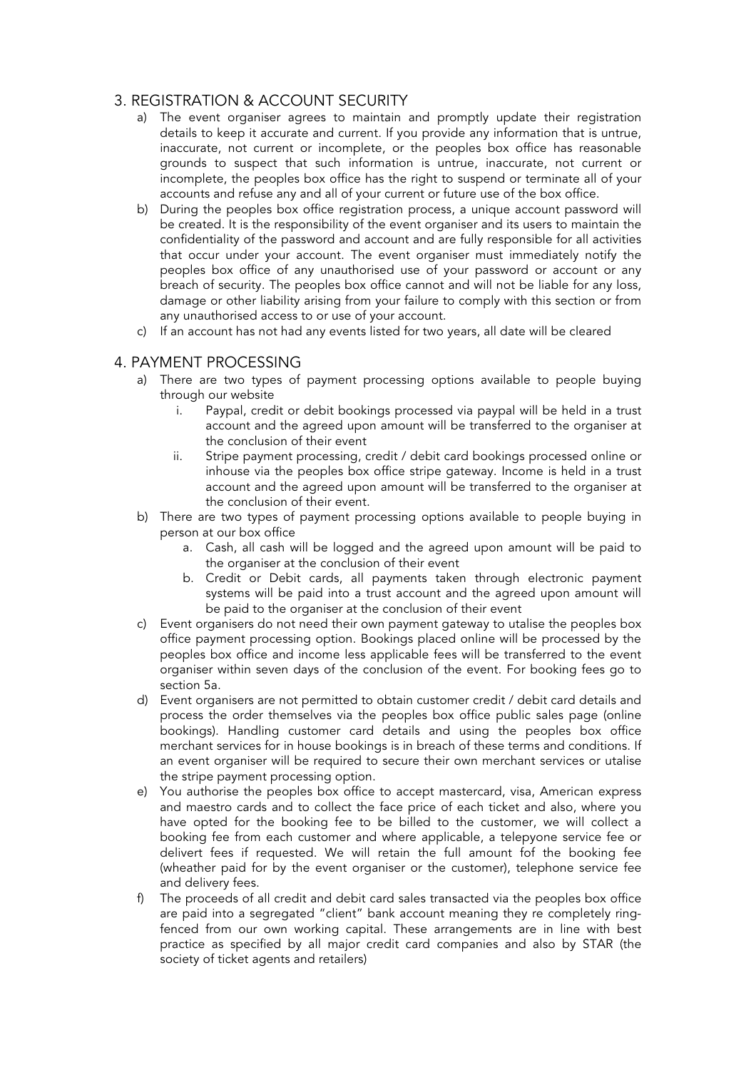## 3. REGISTRATION & ACCOUNT SECURITY

a) The event organiser agrees to maintain and promptly update their registration details to keep it accurate and current. If you provide any information that is untrue, inaccurate, not current or incomplete, or the peoples box office has reasonable grounds to suspect that such information is untrue, inaccurate, not current or incomplete, the peoples box office has the right to suspend or terminate all of your accounts and refuse any and all of your current or future use of the box office.

b) During the peoples box office registration process, a unique account password will be created. It is the responsibility of the event organiser and its users to maintain the confidentiality of the password and account and are fully responsible for all activities that occur under your account. The event organiser must immediately notify the peoples box office of any unauthorised use of your password or account or any breach of security. The peoples box office cannot and will not be liable for any loss, damage or other liability arising from your failure to comply with this section or from any unauthorised access to or use of your account.

c) If an account has not had any events listed for two years, all date will be cleared

## 4. PAYMENT PROCESSING

a) There are two types of payment processing options available to people buying through our website

   i. Paypal, credit or debit bookings processed via paypal will be held in a trust account and the agreed upon amount will be transferred to the organiser at the conclusion of their event

   ii. Stripe payment processing, credit / debit card bookings processed online or inhouse via the peoples box office stripe gateway. Income is held in a trust account and the agreed upon amount will be transferred to the organiser at the conclusion of their event.

b) There are two types of payment processing options available to people buying in person at our box office

   a. Cash, all cash will be logged and the agreed upon amount will be paid to the organiser at the conclusion of their event

   b. Credit or Debit cards, all payments taken through electronic payment systems will be paid into a trust account and the agreed upon amount will be paid to the organiser at the conclusion of their event

c) Event organisers do not need their own payment gateway to utalise the peoples box office payment processing option. Bookings placed online will be processed by the peoples box office and income less applicable fees will be transferred to the event organiser within seven days of the conclusion of the event. For booking fees go to section 5a.

d) Event organisers are not permitted to obtain customer credit / debit card details and process the order themselves via the peoples box office public sales page (online bookings). Handling customer card details and using the peoples box office merchant services for in house bookings is in breach of these terms and conditions. If an event organiser will be required to secure their own merchant services or utalise the stripe payment processing option.

e) You authorise the peoples box office to accept mastercard, visa, American express and maestro cards and to collect the face price of each ticket and also, where you have opted for the booking fee to be billed to the customer, we will collect a booking fee from each customer and where applicable, a telepyone service fee or delivert fees if requested. We will retain the full amount fof the booking fee (wheather paid for by the event organiser or the customer), telephone service fee and delivery fees.

f) The proceeds of all credit and debit card sales transacted via the peoples box office are paid into a segregated "client" bank account meaning they re completely ring-fenced from our own working capital. These arrangements are in line with best practice as specified by all major credit card companies and also by STAR (the society of ticket agents and retailers)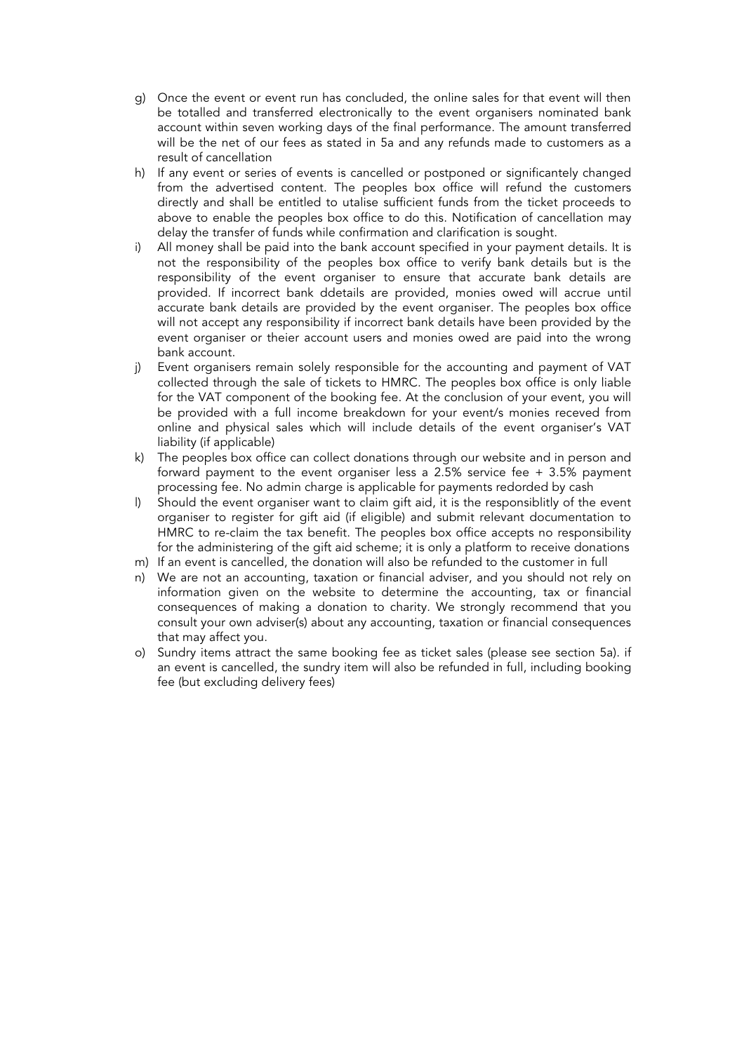g) Once the event or event run has concluded, the online sales for that event will then be totalled and transferred electronically to the event organisers nominated bank account within seven working days of the final performance. The amount transferred will be the net of our fees as stated in 5a and any refunds made to customers as a result of cancellation

h) If any event or series of events is cancelled or postponed or significantely changed from the advertised content. The peoples box office will refund the customers directly and shall be entitled to utalise sufficient funds from the ticket proceeds to above to enable the peoples box office to do this. Notification of cancellation may delay the transfer of funds while confirmation and clarification is sought.

i) All money shall be paid into the bank account specified in your payment details. It is not the responsibility of the peoples box office to verify bank details but is the responsibility of the event organiser to ensure that accurate bank details are provided. If incorrect bank ddetails are provided, monies owed will accrue until accurate bank details are provided by the event organiser. The peoples box office will not accept any responsibility if incorrect bank details have been provided by the event organiser or theier account users and monies owed are paid into the wrong bank account.

j) Event organisers remain solely responsible for the accounting and payment of VAT collected through the sale of tickets to HMRC. The peoples box office is only liable for the VAT component of the booking fee. At the conclusion of your event, you will be provided with a full income breakdown for your event/s monies receved from online and physical sales which will include details of the event organiser's VAT liability (if applicable)

k) The peoples box office can collect donations through our website and in person and forward payment to the event organiser less a 2.5% service fee + 3.5% payment processing fee. No admin charge is applicable for payments redorded by cash

l) Should the event organiser want to claim gift aid, it is the responsiblitly of the event organiser to register for gift aid (if eligible) and submit relevant documentation to HMRC to re-claim the tax benefit. The peoples box office accepts no responsibility for the administering of the gift aid scheme; it is only a platform to receive donations

m) If an event is cancelled, the donation will also be refunded to the customer in full

n) We are not an accounting, taxation or financial adviser, and you should not rely on information given on the website to determine the accounting, tax or financial consequences of making a donation to charity. We strongly recommend that you consult your own adviser(s) about any accounting, taxation or financial consequences that may affect you.

o) Sundry items attract the same booking fee as ticket sales (please see section 5a). if an event is cancelled, the sundry item will also be refunded in full, including booking fee (but excluding delivery fees)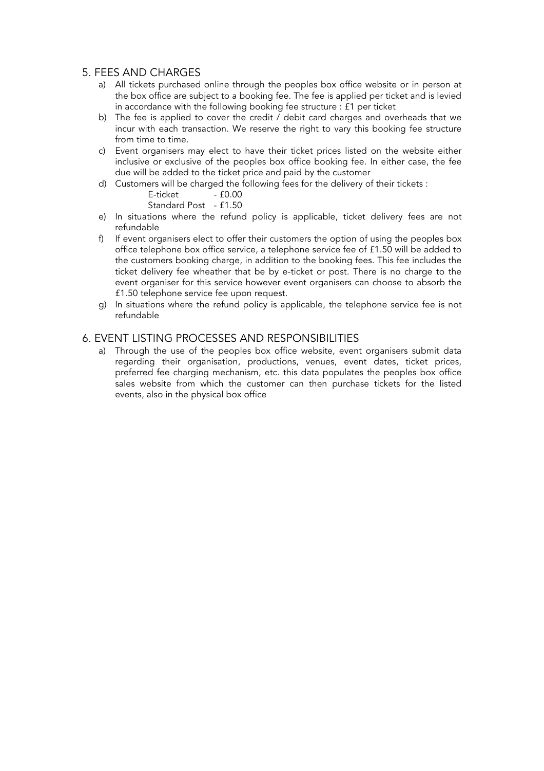## 5. FEES AND CHARGES

a) All tickets purchased online through the peoples box office website or in person at the box office are subject to a booking fee. The fee is applied per ticket and is levied in accordance with the following booking fee structure : £1 per ticket

b) The fee is applied to cover the credit / debit card charges and overheads that we incur with each transaction. We reserve the right to vary this booking fee structure from time to time.

c) Event organisers may elect to have their ticket prices listed on the website either inclusive or exclusive of the peoples box office booking fee. In either case, the fee due will be added to the ticket price and paid by the customer

d) Customers will be charged the following fees for the delivery of their tickets :

   E-ticket - £0.00
   Standard Post - £1.50

e) In situations where the refund policy is applicable, ticket delivery fees are not refundable

f) If event organisers elect to offer their customers the option of using the peoples box office telephone box office service, a telephone service fee of £1.50 will be added to the customers booking charge, in addition to the booking fees. This fee includes the ticket delivery fee wheather that be by e-ticket or post. There is no charge to the event organiser for this service however event organisers can choose to absorb the £1.50 telephone service fee upon request.

g) In situations where the refund policy is applicable, the telephone service fee is not refundable

## 6. EVENT LISTING PROCESSES AND RESPONSIBILITIES

a) Through the use of the peoples box office website, event organisers submit data regarding their organisation, productions, venues, event dates, ticket prices, preferred fee charging mechanism, etc. this data populates the peoples box office sales website from which the customer can then purchase tickets for the listed events, also in the physical box office